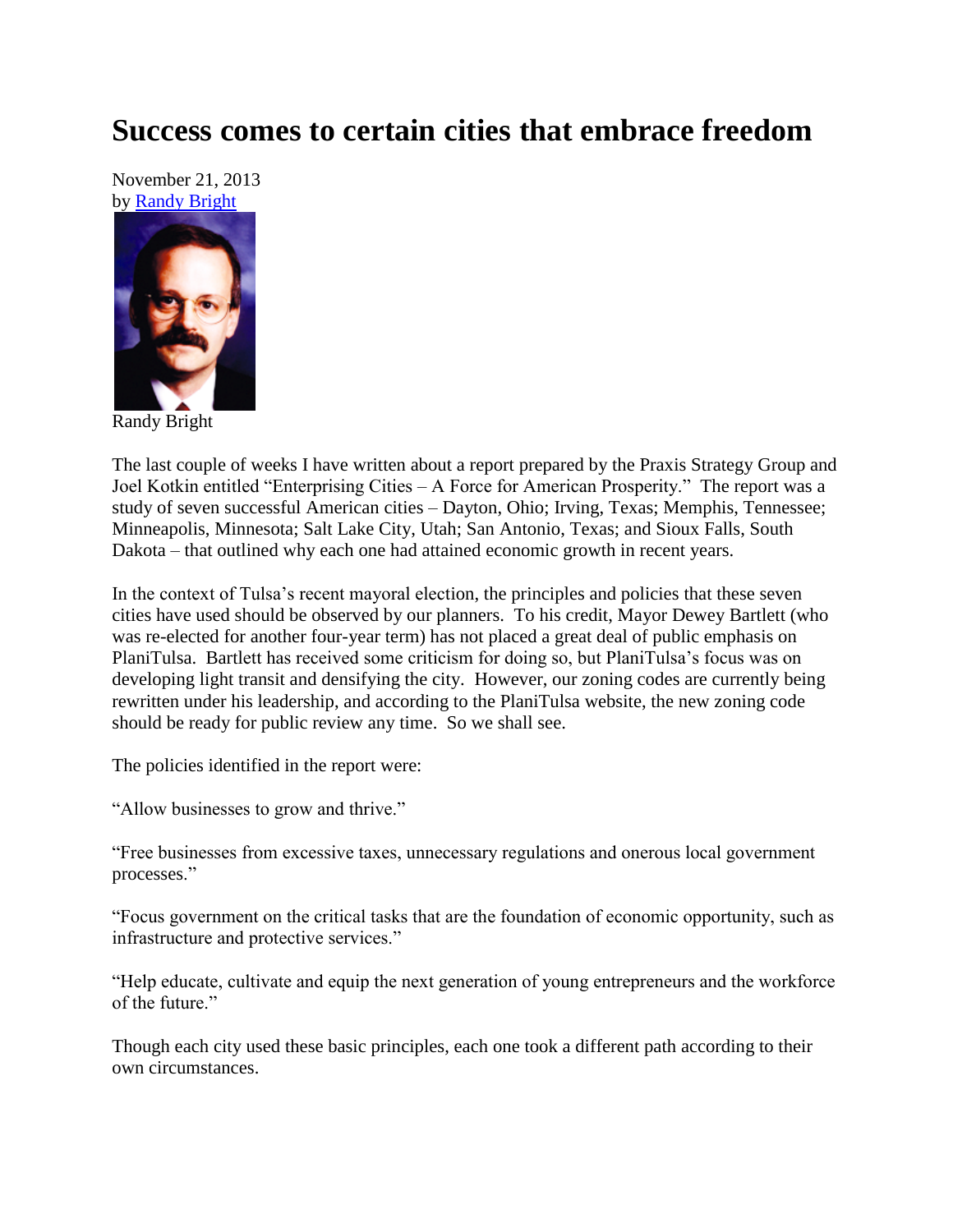# Success comes to certain cities that embrace freedom

November 21, 2013
by Randy Bright

Randy Bright

The last couple of weeks I have written about a report prepared by the Praxis Strategy Group and Joel Kotkin entitled "Enterprising Cities – A Force for American Prosperity." The report was a study of seven successful American cities – Dayton, Ohio; Irving, Texas; Memphis, Tennessee; Minneapolis, Minnesota; Salt Lake City, Utah; San Antonio, Texas; and Sioux Falls, South Dakota – that outlined why each one had attained economic growth in recent years.

In the context of Tulsa's recent mayoral election, the principles and policies that these seven cities have used should be observed by our planners. To his credit, Mayor Dewey Bartlett (who was re-elected for another four-year term) has not placed a great deal of public emphasis on PlaniTulsa. Bartlett has received some criticism for doing so, but PlaniTulsa's focus was on developing light transit and densifying the city. However, our zoning codes are currently being rewritten under his leadership, and according to the PlaniTulsa website, the new zoning code should be ready for public review any time. So we shall see.

The policies identified in the report were:

"Allow businesses to grow and thrive."

"Free businesses from excessive taxes, unnecessary regulations and onerous local government processes."

"Focus government on the critical tasks that are the foundation of economic opportunity, such as infrastructure and protective services."

"Help educate, cultivate and equip the next generation of young entrepreneurs and the workforce of the future."

Though each city used these basic principles, each one took a different path according to their own circumstances.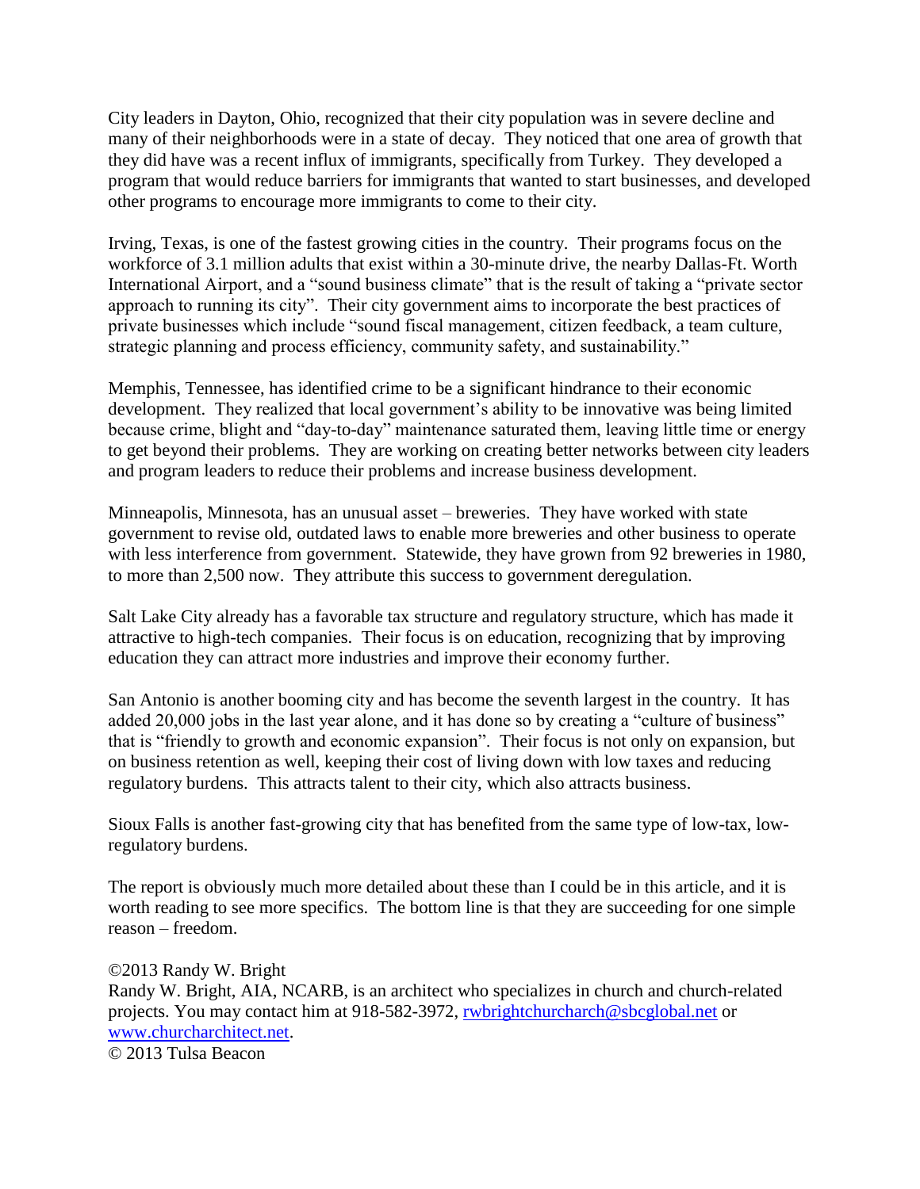City leaders in Dayton, Ohio, recognized that their city population was in severe decline and many of their neighborhoods were in a state of decay. They noticed that one area of growth that they did have was a recent influx of immigrants, specifically from Turkey. They developed a program that would reduce barriers for immigrants that wanted to start businesses, and developed other programs to encourage more immigrants to come to their city.

Irving, Texas, is one of the fastest growing cities in the country. Their programs focus on the workforce of 3.1 million adults that exist within a 30-minute drive, the nearby Dallas-Ft. Worth International Airport, and a "sound business climate" that is the result of taking a "private sector approach to running its city". Their city government aims to incorporate the best practices of private businesses which include "sound fiscal management, citizen feedback, a team culture, strategic planning and process efficiency, community safety, and sustainability."

Memphis, Tennessee, has identified crime to be a significant hindrance to their economic development. They realized that local government's ability to be innovative was being limited because crime, blight and "day-to-day" maintenance saturated them, leaving little time or energy to get beyond their problems. They are working on creating better networks between city leaders and program leaders to reduce their problems and increase business development.

Minneapolis, Minnesota, has an unusual asset – breweries. They have worked with state government to revise old, outdated laws to enable more breweries and other business to operate with less interference from government. Statewide, they have grown from 92 breweries in 1980, to more than 2,500 now. They attribute this success to government deregulation.

Salt Lake City already has a favorable tax structure and regulatory structure, which has made it attractive to high-tech companies. Their focus is on education, recognizing that by improving education they can attract more industries and improve their economy further.

San Antonio is another booming city and has become the seventh largest in the country. It has added 20,000 jobs in the last year alone, and it has done so by creating a "culture of business" that is "friendly to growth and economic expansion". Their focus is not only on expansion, but on business retention as well, keeping their cost of living down with low taxes and reducing regulatory burdens. This attracts talent to their city, which also attracts business.

Sioux Falls is another fast-growing city that has benefited from the same type of low-tax, low-regulatory burdens.

The report is obviously much more detailed about these than I could be in this article, and it is worth reading to see more specifics. The bottom line is that they are succeeding for one simple reason – freedom.

©2013 Randy W. Bright
Randy W. Bright, AIA, NCARB, is an architect who specializes in church and church-related projects. You may contact him at 918-582-3972, rwbrightchurcharch@sbcglobal.net or www.churcharchitect.net.
© 2013 Tulsa Beacon